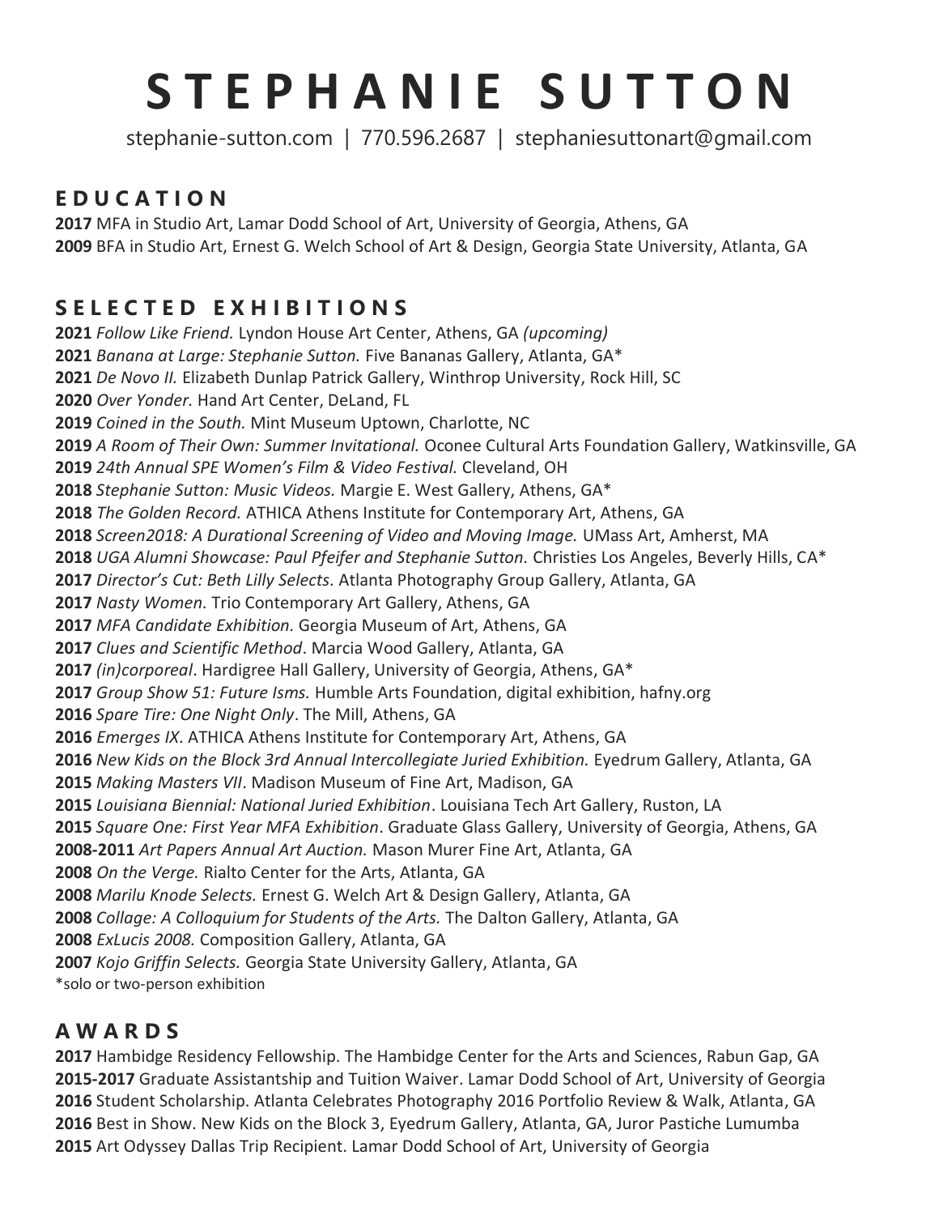# STEPHANIE SUTTON

stephanie-sutton.com | 770.596.2687 | stephaniesuttonart@gmail.com

## EDUCATION

**2017** MFA in Studio Art, Lamar Dodd School of Art, University of Georgia, Athens, GA
**2009** BFA in Studio Art, Ernest G. Welch School of Art & Design, Georgia State University, Atlanta, GA

## SELECTED EXHIBITIONS

**2021** *Follow Like Friend.* Lyndon House Art Center, Athens, GA *(upcoming)*
**2021** *Banana at Large: Stephanie Sutton.* Five Bananas Gallery, Atlanta, GA*
**2021** *De Novo II.* Elizabeth Dunlap Patrick Gallery, Winthrop University, Rock Hill, SC
**2020** *Over Yonder.* Hand Art Center, DeLand, FL
**2019** *Coined in the South.* Mint Museum Uptown, Charlotte, NC
**2019** *A Room of Their Own: Summer Invitational.* Oconee Cultural Arts Foundation Gallery, Watkinsville, GA
**2019** *24th Annual SPE Women's Film & Video Festival.* Cleveland, OH
**2018** *Stephanie Sutton: Music Videos.* Margie E. West Gallery, Athens, GA*
**2018** *The Golden Record.* ATHICA Athens Institute for Contemporary Art, Athens, GA
**2018** *Screen2018: A Durational Screening of Video and Moving Image.* UMass Art, Amherst, MA
**2018** *UGA Alumni Showcase: Paul Pfeifer and Stephanie Sutton.* Christies Los Angeles, Beverly Hills, CA*
**2017** *Director's Cut: Beth Lilly Selects*. Atlanta Photography Group Gallery, Atlanta, GA
**2017** *Nasty Women.* Trio Contemporary Art Gallery, Athens, GA
**2017** *MFA Candidate Exhibition.* Georgia Museum of Art, Athens, GA
**2017** *Clues and Scientific Method*. Marcia Wood Gallery, Atlanta, GA
**2017** *(in)corporeal*. Hardigree Hall Gallery, University of Georgia, Athens, GA*
**2017** *Group Show 51: Future Isms.* Humble Arts Foundation, digital exhibition, hafny.org
**2016** *Spare Tire: One Night Only*. The Mill, Athens, GA
**2016** *Emerges IX*. ATHICA Athens Institute for Contemporary Art, Athens, GA
**2016** *New Kids on the Block 3rd Annual Intercollegiate Juried Exhibition.* Eyedrum Gallery, Atlanta, GA
**2015** *Making Masters VII*. Madison Museum of Fine Art, Madison, GA
**2015** *Louisiana Biennial: National Juried Exhibition*. Louisiana Tech Art Gallery, Ruston, LA
**2015** *Square One: First Year MFA Exhibition*. Graduate Glass Gallery, University of Georgia, Athens, GA
**2008-2011** *Art Papers Annual Art Auction.* Mason Murer Fine Art, Atlanta, GA
**2008** *On the Verge.* Rialto Center for the Arts, Atlanta, GA
**2008** *Marilu Knode Selects.* Ernest G. Welch Art & Design Gallery, Atlanta, GA
**2008** *Collage: A Colloquium for Students of the Arts.* The Dalton Gallery, Atlanta, GA
**2008** *ExLucis 2008.* Composition Gallery, Atlanta, GA
**2007** *Kojo Griffin Selects.* Georgia State University Gallery, Atlanta, GA
*solo or two-person exhibition

## AWARDS

**2017** Hambidge Residency Fellowship. The Hambidge Center for the Arts and Sciences, Rabun Gap, GA
**2015-2017** Graduate Assistantship and Tuition Waiver. Lamar Dodd School of Art, University of Georgia
**2016** Student Scholarship. Atlanta Celebrates Photography 2016 Portfolio Review & Walk, Atlanta, GA
**2016** Best in Show. New Kids on the Block 3, Eyedrum Gallery, Atlanta, GA, Juror Pastiche Lumumba
**2015** Art Odyssey Dallas Trip Recipient. Lamar Dodd School of Art, University of Georgia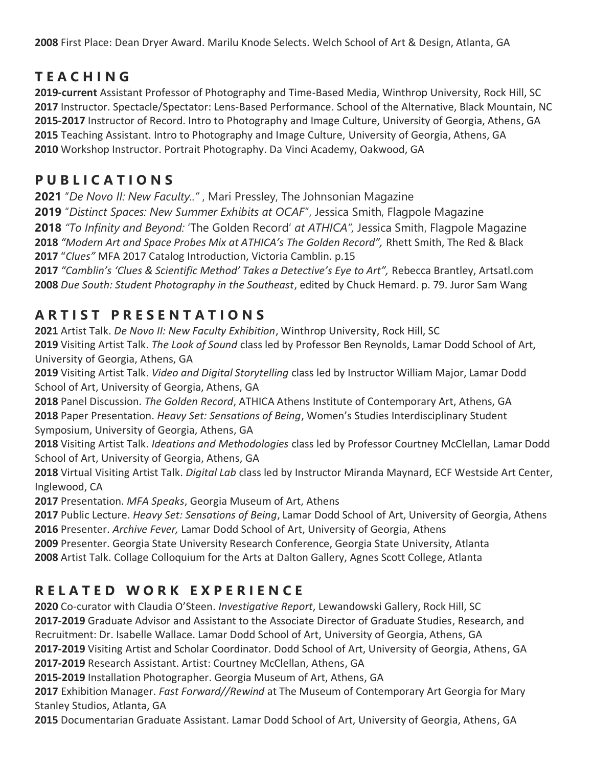**2008** First Place: Dean Dryer Award. Marilu Knode Selects. Welch School of Art & Design, Atlanta, GA

## TEACHING

**2019-current** Assistant Professor of Photography and Time-Based Media, Winthrop University, Rock Hill, SC
**2017** Instructor. Spectacle/Spectator: Lens-Based Performance. School of the Alternative, Black Mountain, NC
**2015-2017** Instructor of Record. Intro to Photography and Image Culture, University of Georgia, Athens, GA
**2015** Teaching Assistant. Intro to Photography and Image Culture, University of Georgia, Athens, GA
**2010** Workshop Instructor. Portrait Photography. Da Vinci Academy, Oakwood, GA

## PUBLICATIONS

**2021** "*De Novo II: New Faculty..*" , Mari Pressley, The Johnsonian Magazine
**2019** "*Distinct Spaces: New Summer Exhibits at OCAF*", Jessica Smith, Flagpole Magazine
**2018** *"To Infinity and Beyond:* 'The Golden Record' *at ATHICA",* Jessica Smith, Flagpole Magazine
**2018** *"Modern Art and Space Probes Mix at ATHICA's The Golden Record",* Rhett Smith, The Red & Black
**2017** "*Clues"* MFA 2017 Catalog Introduction, Victoria Camblin. p.15
**2017** *"Camblin's 'Clues & Scientific Method' Takes a Detective's Eye to Art",* Rebecca Brantley, Artsatl.com
**2008** *Due South: Student Photography in the Southeast*, edited by Chuck Hemard. p. 79. Juror Sam Wang

## ARTIST PRESENTATIONS

**2021** Artist Talk. *De Novo II: New Faculty Exhibition*, Winthrop University, Rock Hill, SC
**2019** Visiting Artist Talk. *The Look of Sound* class led by Professor Ben Reynolds, Lamar Dodd School of Art, University of Georgia, Athens, GA
**2019** Visiting Artist Talk. *Video and Digital Storytelling* class led by Instructor William Major, Lamar Dodd School of Art, University of Georgia, Athens, GA
**2018** Panel Discussion. *The Golden Record*, ATHICA Athens Institute of Contemporary Art, Athens, GA
**2018** Paper Presentation. *Heavy Set: Sensations of Being*, Women's Studies Interdisciplinary Student Symposium, University of Georgia, Athens, GA
**2018** Visiting Artist Talk. *Ideations and Methodologies* class led by Professor Courtney McClellan, Lamar Dodd School of Art, University of Georgia, Athens, GA
**2018** Virtual Visiting Artist Talk. *Digital Lab* class led by Instructor Miranda Maynard, ECF Westside Art Center, Inglewood, CA
**2017** Presentation. *MFA Speaks*, Georgia Museum of Art, Athens
**2017** Public Lecture. *Heavy Set: Sensations of Being*, Lamar Dodd School of Art, University of Georgia, Athens
**2016** Presenter. *Archive Fever,* Lamar Dodd School of Art, University of Georgia, Athens
**2009** Presenter. Georgia State University Research Conference, Georgia State University, Atlanta
**2008** Artist Talk. Collage Colloquium for the Arts at Dalton Gallery, Agnes Scott College, Atlanta

## RELATED WORK EXPERIENCE

**2020** Co-curator with Claudia O'Steen. *Investigative Report*, Lewandowski Gallery, Rock Hill, SC
**2017-2019** Graduate Advisor and Assistant to the Associate Director of Graduate Studies, Research, and Recruitment: Dr. Isabelle Wallace. Lamar Dodd School of Art, University of Georgia, Athens, GA
**2017-2019** Visiting Artist and Scholar Coordinator. Dodd School of Art, University of Georgia, Athens, GA
**2017-2019** Research Assistant. Artist: Courtney McClellan, Athens, GA
**2015-2019** Installation Photographer. Georgia Museum of Art, Athens, GA
**2017** Exhibition Manager. *Fast Forward//Rewind* at The Museum of Contemporary Art Georgia for Mary Stanley Studios, Atlanta, GA
**2015** Documentarian Graduate Assistant. Lamar Dodd School of Art, University of Georgia, Athens, GA